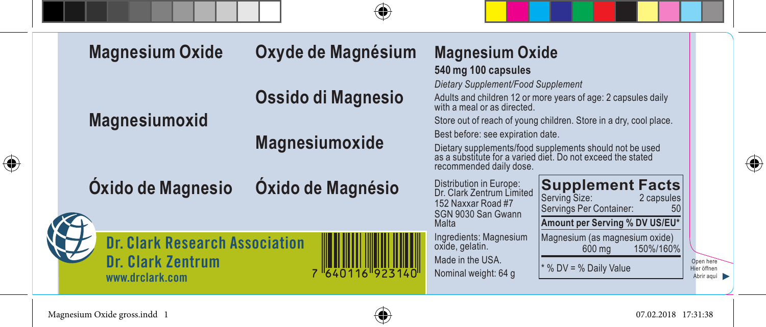# Magnesium Oxide

# Oxyde de Magnésium

# Ossido di Magnesio

# Magnesiumoxid

# Magnesiumoxide

# Óxido de Magnesio

# Óxido de Magnésio

**Dr. Clark Research Association**
**Dr. Clark Zentrum**
www.drclark.com

7 640116 923140

## Magnesium Oxide

**540 mg 100 capsules**

*Dietary Supplement/Food Supplement*

Adults and children 12 or more years of age: 2 capsules daily with a meal or as directed.

Store out of reach of young children. Store in a dry, cool place.

Best before: see expiration date.

Dietary supplements/food supplements should not be used as a substitute for a varied diet. Do not exceed the stated recommended daily dose.

Distribution in Europe:
Dr. Clark Zentrum Limited
152 Naxxar Road #7
SGN 9030 San Gwann
Malta

Ingredients: Magnesium oxide, gelatin.

Made in the USA.

Nominal weight: 64 g

**Supplement Facts**

| | |
|---|---|
| Serving Size: | 2 capsules |
| Servings Per Container: | 50 |
| **Amount per Serving % DV US/EU*** | |
| Magnesium (as magnesium oxide) 600 mg | 150%/160% |

\* % DV = % Daily Value

Open here
Hier öffnen
Abrir aquí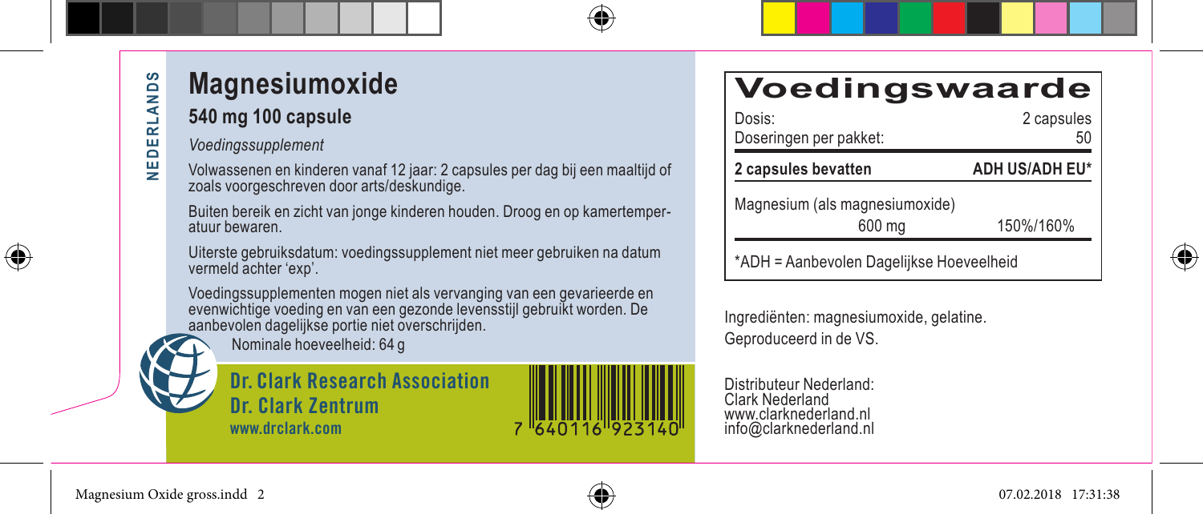NEDERLANDS

# Magnesiumoxide

## 540 mg 100 capsule

*Voedingssupplement*

Volwassenen en kinderen vanaf 12 jaar: 2 capsules per dag bij een maaltijd of zoals voorgeschreven door arts/deskundige.

Buiten bereik en zicht van jonge kinderen houden. Droog en op kamertemperatuur bewaren.

Uiterste gebruiksdatum: voedingssupplement niet meer gebruiken na datum vermeld achter 'exp'.

Voedingssupplementen mogen niet als vervanging van een gevarieerde en evenwichtige voeding en van een gezonde levensstijl gebruikt worden. De aanbevolen dagelijkse portie niet overschrijden.

Nominale hoeveelheid: 64 g

**Dr. Clark Research Association**
**Dr. Clark Zentrum**
**www.drclark.com**

7 640116 923140

## Voedingswaarde

| | | |
|---|---|---|
| Dosis: | | 2 capsules |
| Doseringen per pakket: | | 50 |
| **2 capsules bevatten** | | **ADH US/ADH EU*** |
| Magnesium (als magnesiumoxide) | 600 mg | 150%/160% |

*ADH = Aanbevolen Dagelijkse Hoeveelheid

Ingrediënten: magnesiumoxide, gelatine.
Geproduceerd in de VS.

Distributeur Nederland:
Clark Nederland
www.clarknederland.nl
info@clarknederland.nl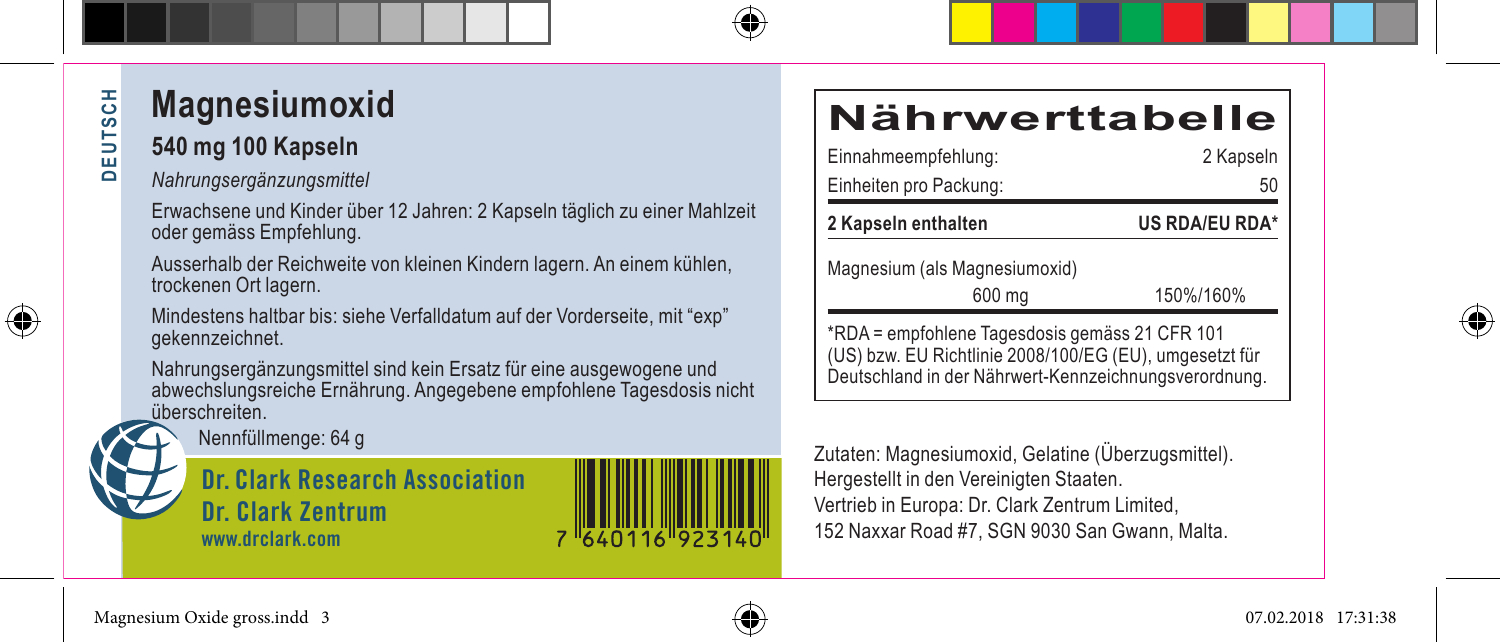DEUTSCH

# Magnesiumoxid

## 540 mg 100 Kapseln

*Nahrungsergänzungsmittel*

Erwachsene und Kinder über 12 Jahren: 2 Kapseln täglich zu einer Mahlzeit oder gemäss Empfehlung.

Ausserhalb der Reichweite von kleinen Kindern lagern. An einem kühlen, trockenen Ort lagern.

Mindestens haltbar bis: siehe Verfalldatum auf der Vorderseite, mit "exp" gekennzeichnet.

Nahrungsergänzungsmittel sind kein Ersatz für eine ausgewogene und abwechslungsreiche Ernährung. Angegebene empfohlene Tagesdosis nicht überschreiten.

Nennfüllmenge: 64 g

**Dr. Clark Research Association**
**Dr. Clark Zentrum**
**www.drclark.com**

7 640116 923140

# Nährwerttabelle

| | |
|---|---|
| Einnahmeempfehlung: | 2 Kapseln |
| Einheiten pro Packung: | 50 |
| **2 Kapseln enthalten** | **US RDA/EU RDA*** |
| Magnesium (als Magnesiumoxid) 600 mg | 150%/160% |

*RDA = empfohlene Tagesdosis gemäss 21 CFR 101 (US) bzw. EU Richtlinie 2008/100/EG (EU), umgesetzt für Deutschland in der Nährwert-Kennzeichnungsverordnung.

Zutaten: Magnesiumoxid, Gelatine (Überzugsmittel).
Hergestellt in den Vereinigten Staaten.
Vertrieb in Europa: Dr. Clark Zentrum Limited,
152 Naxxar Road #7, SGN 9030 San Gwann, Malta.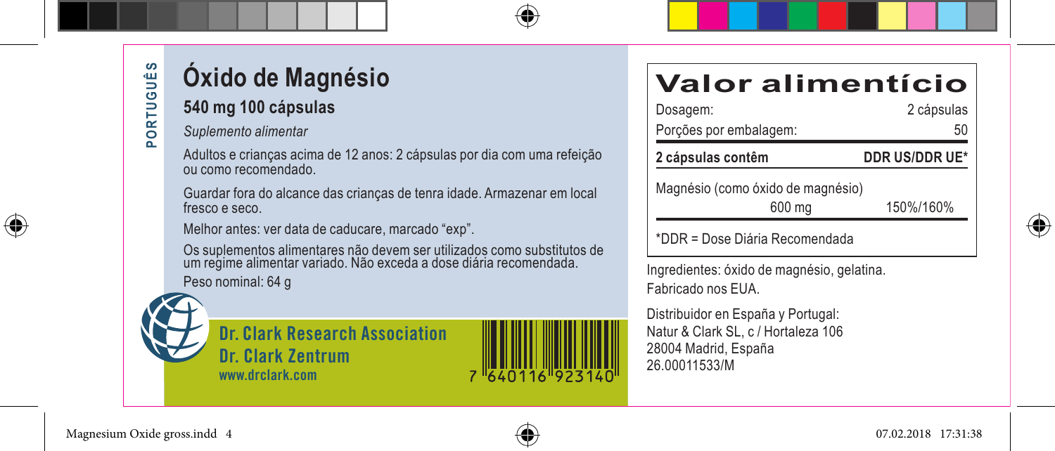PORTUGUÊS

# Óxido de Magnésio

## 540 mg 100 cápsulas

*Suplemento alimentar*

Adultos e crianças acima de 12 anos: 2 cápsulas por dia com uma refeição ou como recomendado.

Guardar fora do alcance das crianças de tenra idade. Armazenar em local fresco e seco.

Melhor antes: ver data de caducare, marcado "exp".

Os suplementos alimentares não devem ser utilizados como substitutos de um regime alimentar variado. Não exceda a dose diária recomendada.

Peso nominal: 64 g

**Dr. Clark Research Association**
**Dr. Clark Zentrum**
www.drclark.com

7 640116 923140

# Valor alimentício

| | | |
|---|---|---|
| Dosagem: | | 2 cápsulas |
| Porções por embalagem: | | 50 |
| **2 cápsulas contêm** | | **DDR US/DDR UE*** |
| Magnésio (como óxido de magnésio) | 600 mg | 150%/160% |

*DDR = Dose Diária Recomendada

Ingredientes: óxido de magnésio, gelatina.
Fabricado nos EUA.

Distribuidor en España y Portugal:
Natur & Clark SL, c / Hortaleza 106
28004 Madrid, España
26.00011533/M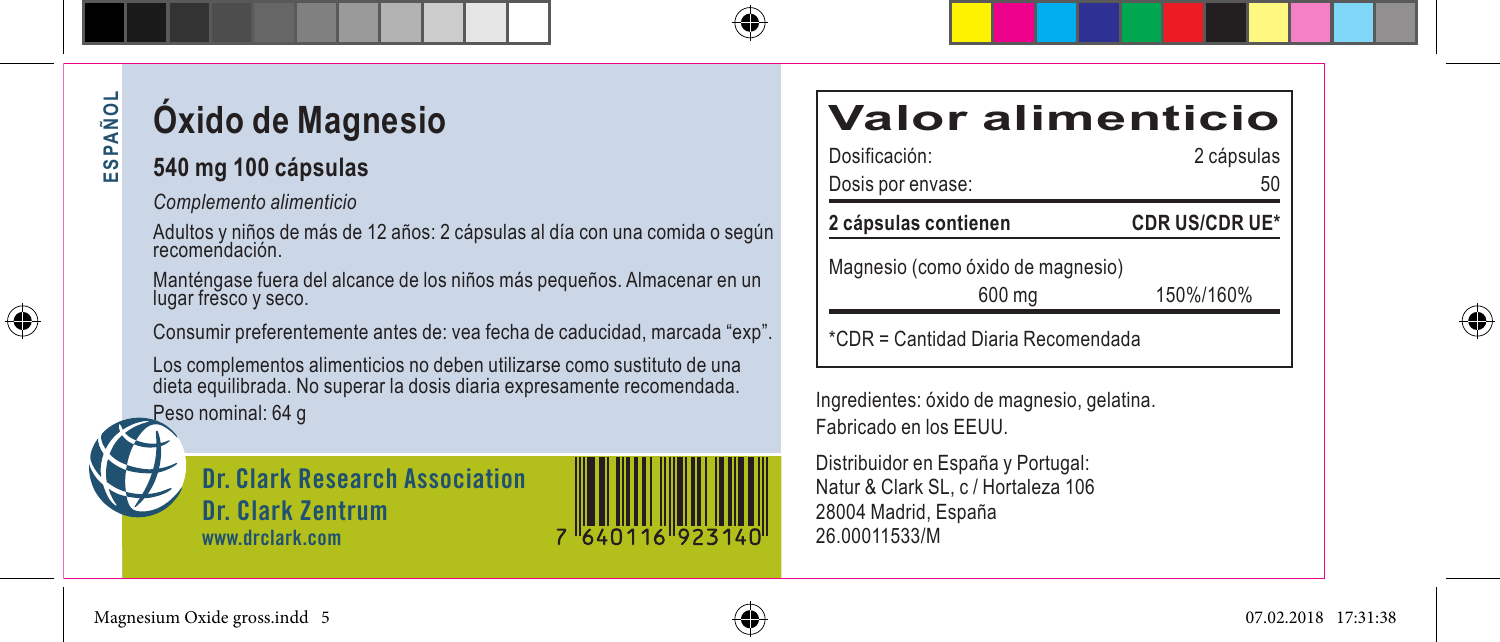ESPAÑOL

# Óxido de Magnesio

## 540 mg 100 cápsulas

*Complemento alimenticio*

Adultos y niños de más de 12 años: 2 cápsulas al día con una comida o según recomendación.

Manténgase fuera del alcance de los niños más pequeños. Almacenar en un lugar fresco y seco.

Consumir preferentemente antes de: vea fecha de caducidad, marcada "exp".

Los complementos alimenticios no deben utilizarse como sustituto de una dieta equilibrada. No superar la dosis diaria expresamente recomendada.

Peso nominal: 64 g

**Dr. Clark Research Association**
**Dr. Clark Zentrum**
www.drclark.com

7 640116 923140

## Valor alimenticio

| | |
|---|---|
| Dosificación: | 2 cápsulas |
| Dosis por envase: | 50 |
| **2 cápsulas contienen** | **CDR US/CDR UE*** |
| Magnesio (como óxido de magnesio) 600 mg | 150%/160% |

*CDR = Cantidad Diaria Recomendada

Ingredientes: óxido de magnesio, gelatina.
Fabricado en los EEUU.

Distribuidor en España y Portugal:
Natur & Clark SL, c / Hortaleza 106
28004 Madrid, España
26.00011533/M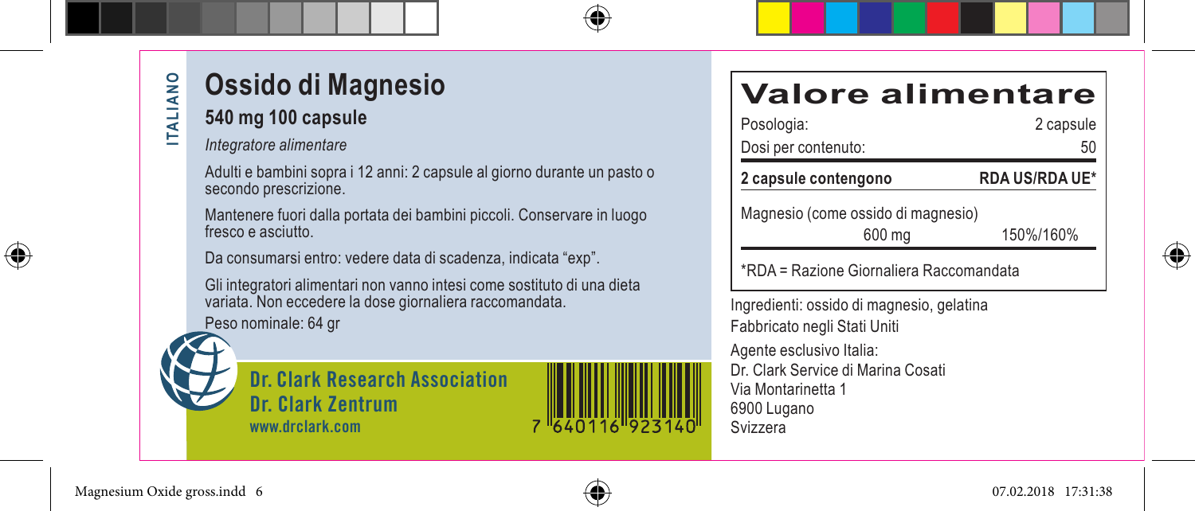ITALIANO

# Ossido di Magnesio

## 540 mg 100 capsule

*Integratore alimentare*

Adulti e bambini sopra i 12 anni: 2 capsule al giorno durante un pasto o secondo prescrizione.

Mantenere fuori dalla portata dei bambini piccoli. Conservare in luogo fresco e asciutto.

Da consumarsi entro: vedere data di scadenza, indicata “exp”.

Gli integratori alimentari non vanno intesi come sostituto di una dieta variata. Non eccedere la dose giornaliera raccomandata.

Peso nominale: 64 gr

**Dr. Clark Research Association**
**Dr. Clark Zentrum**
**www.drclark.com**

7 640116 923140

## Valore alimentare

| | |
|---|---|
| Posologia: | 2 capsule |
| Dosi per contenuto: | 50 |
| **2 capsule contengono** | **RDA US/RDA UE*** |
| Magnesio (come ossido di magnesio) 600 mg | 150%/160% |

*RDA = Razione Giornaliera Raccomandata

Ingredienti: ossido di magnesio, gelatina

Fabbricato negli Stati Uniti

Agente esclusivo Italia:
Dr. Clark Service di Marina Cosati
Via Montarinetta 1
6900 Lugano
Svizzera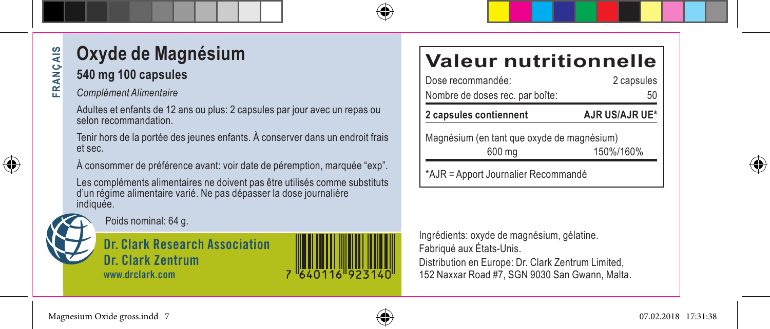FRANÇAIS

# Oxyde de Magnésium

## 540 mg 100 capsules

*Complément Alimentaire*

Adultes et enfants de 12 ans ou plus: 2 capsules par jour avec un repas ou selon recommandation.

Tenir hors de la portée des jeunes enfants. À conserver dans un endroit frais et sec.

À consommer de préférence avant: voir date de péremption, marquée "exp".

Les compléments alimentaires ne doivent pas être utilisés comme substituts d'un régime alimentaire varié. Ne pas dépasser la dose journalière indiquée.

Poids nominal: 64 g.

**Dr. Clark Research Association**
**Dr. Clark Zentrum**
**www.drclark.com**

7 640116 923140

# Valeur nutritionnelle

| | |
|---|---|
| Dose recommandée: | 2 capsules |
| Nombre de doses rec. par boîte: | 50 |
| **2 capsules contiennent** | **AJR US/AJR UE*** |
| Magnésium (en tant que oxyde de magnésium) 600 mg | 150%/160% |

*AJR = Apport Journalier Recommandé

Ingrédients: oxyde de magnésium, gélatine.
Fabriqué aux États-Unis.
Distribution en Europe: Dr. Clark Zentrum Limited, 152 Naxxar Road #7, SGN 9030 San Gwann, Malta.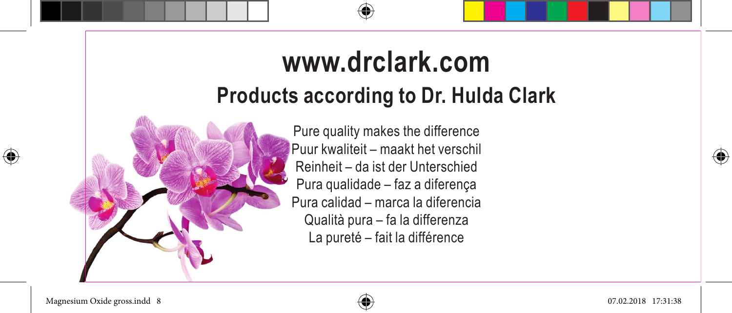# www.drclark.com

## Products according to Dr. Hulda Clark

Pure quality makes the difference
Puur kwaliteit – maakt het verschil
Reinheit – da ist der Unterschied
Pura qualidade – faz a diferença
Pura calidad – marca la diferencia
Qualità pura – fa la differenza
La pureté – fait la différence